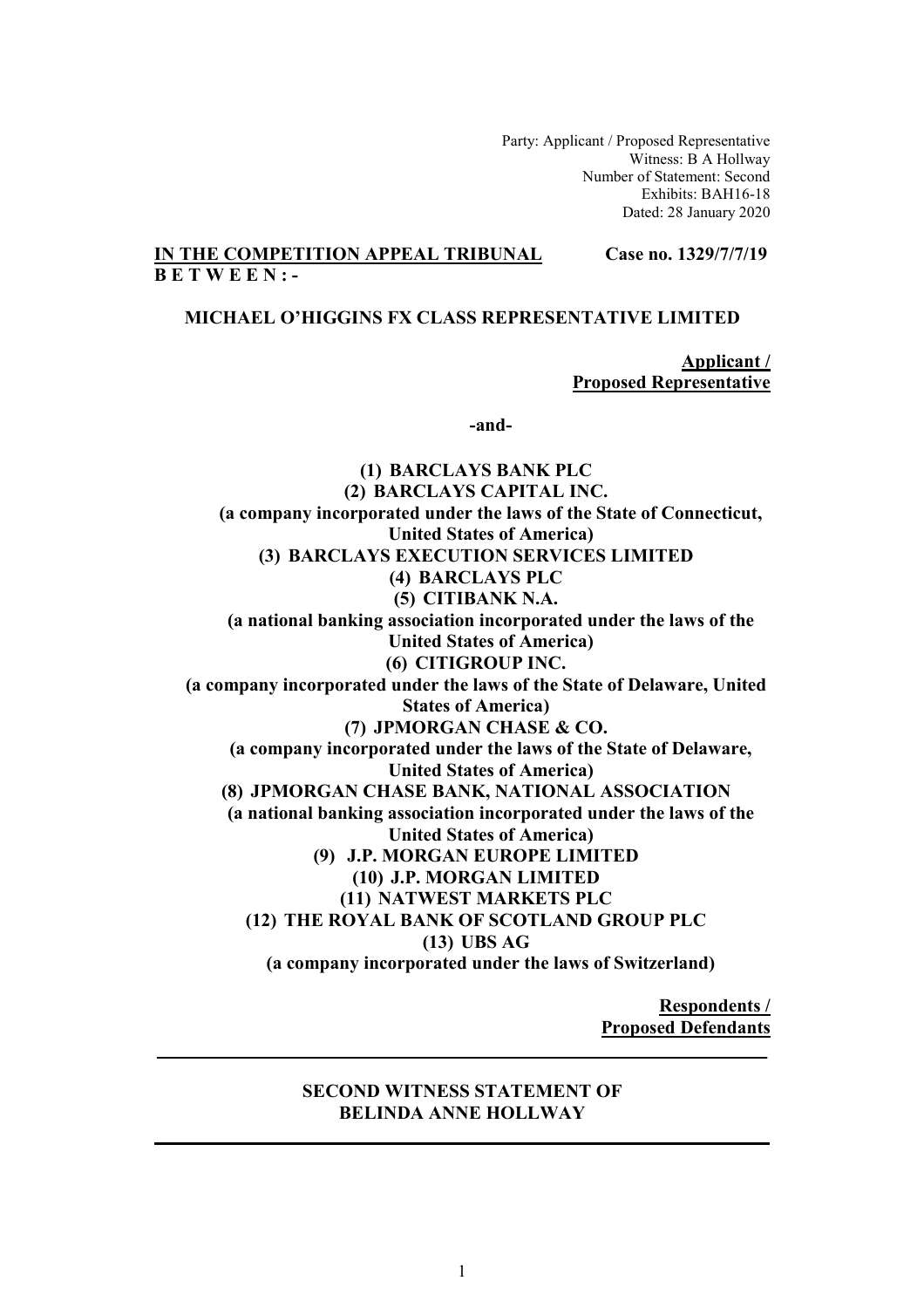Party: Applicant / Proposed Representative
Witness: B A Hollway
Number of Statement: Second
Exhibits: BAH16-18
Dated: 28 January 2020

**IN THE COMPETITION APPEAL TRIBUNAL** **Case no. 1329/7/7/19**

**B E T W E E N : -**

**MICHAEL O'HIGGINS FX CLASS REPRESENTATIVE LIMITED**

**Applicant / Proposed Representative**

**-and-**

**(1) BARCLAYS BANK PLC**
**(2) BARCLAYS CAPITAL INC.**
**(a company incorporated under the laws of the State of Connecticut, United States of America)**
**(3) BARCLAYS EXECUTION SERVICES LIMITED**
**(4) BARCLAYS PLC**
**(5) CITIBANK N.A.**
**(a national banking association incorporated under the laws of the United States of America)**
**(6) CITIGROUP INC.**
**(a company incorporated under the laws of the State of Delaware, United States of America)**
**(7) JPMORGAN CHASE & CO.**
**(a company incorporated under the laws of the State of Delaware, United States of America)**
**(8) JPMORGAN CHASE BANK, NATIONAL ASSOCIATION**
**(a national banking association incorporated under the laws of the United States of America)**
**(9) J.P. MORGAN EUROPE LIMITED**
**(10) J.P. MORGAN LIMITED**
**(11) NATWEST MARKETS PLC**
**(12) THE ROYAL BANK OF SCOTLAND GROUP PLC**
**(13) UBS AG**
**(a company incorporated under the laws of Switzerland)**

**Respondents / Proposed Defendants**

---

**SECOND WITNESS STATEMENT OF BELINDA ANNE HOLLWAY**

---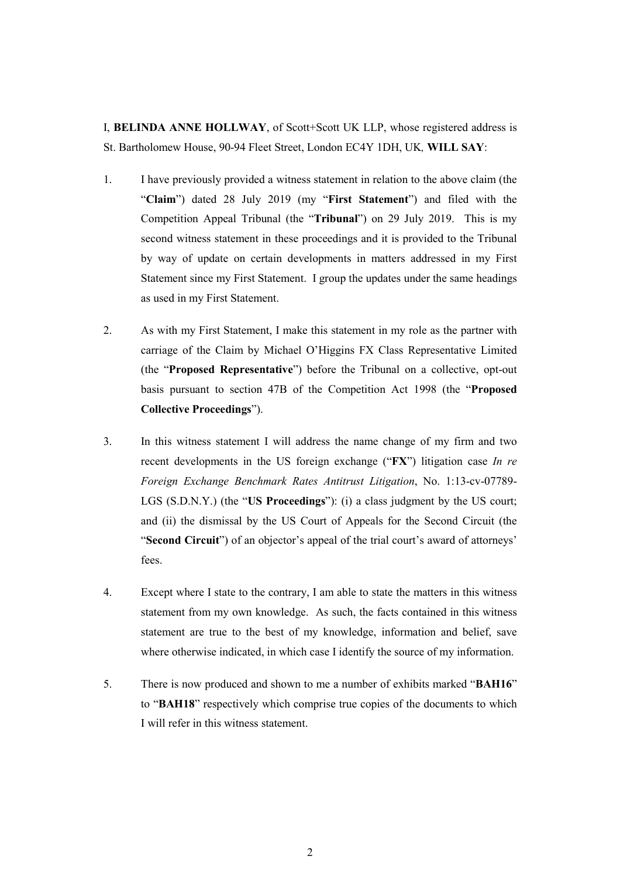I, **BELINDA ANNE HOLLWAY**, of Scott+Scott UK LLP, whose registered address is St. Bartholomew House, 90-94 Fleet Street, London EC4Y 1DH, UK, **WILL SAY**:

1. I have previously provided a witness statement in relation to the above claim (the "**Claim**") dated 28 July 2019 (my "**First Statement**") and filed with the Competition Appeal Tribunal (the "**Tribunal**") on 29 July 2019. This is my second witness statement in these proceedings and it is provided to the Tribunal by way of update on certain developments in matters addressed in my First Statement since my First Statement. I group the updates under the same headings as used in my First Statement.

2. As with my First Statement, I make this statement in my role as the partner with carriage of the Claim by Michael O'Higgins FX Class Representative Limited (the "**Proposed Representative**") before the Tribunal on a collective, opt-out basis pursuant to section 47B of the Competition Act 1998 (the "**Proposed Collective Proceedings**").

3. In this witness statement I will address the name change of my firm and two recent developments in the US foreign exchange ("**FX**") litigation case *In re Foreign Exchange Benchmark Rates Antitrust Litigation*, No. 1:13-cv-07789-LGS (S.D.N.Y.) (the "**US Proceedings**"): (i) a class judgment by the US court; and (ii) the dismissal by the US Court of Appeals for the Second Circuit (the "**Second Circuit**") of an objector's appeal of the trial court's award of attorneys' fees.

4. Except where I state to the contrary, I am able to state the matters in this witness statement from my own knowledge. As such, the facts contained in this witness statement are true to the best of my knowledge, information and belief, save where otherwise indicated, in which case I identify the source of my information.

5. There is now produced and shown to me a number of exhibits marked "**BAH16**" to "**BAH18**" respectively which comprise true copies of the documents to which I will refer in this witness statement.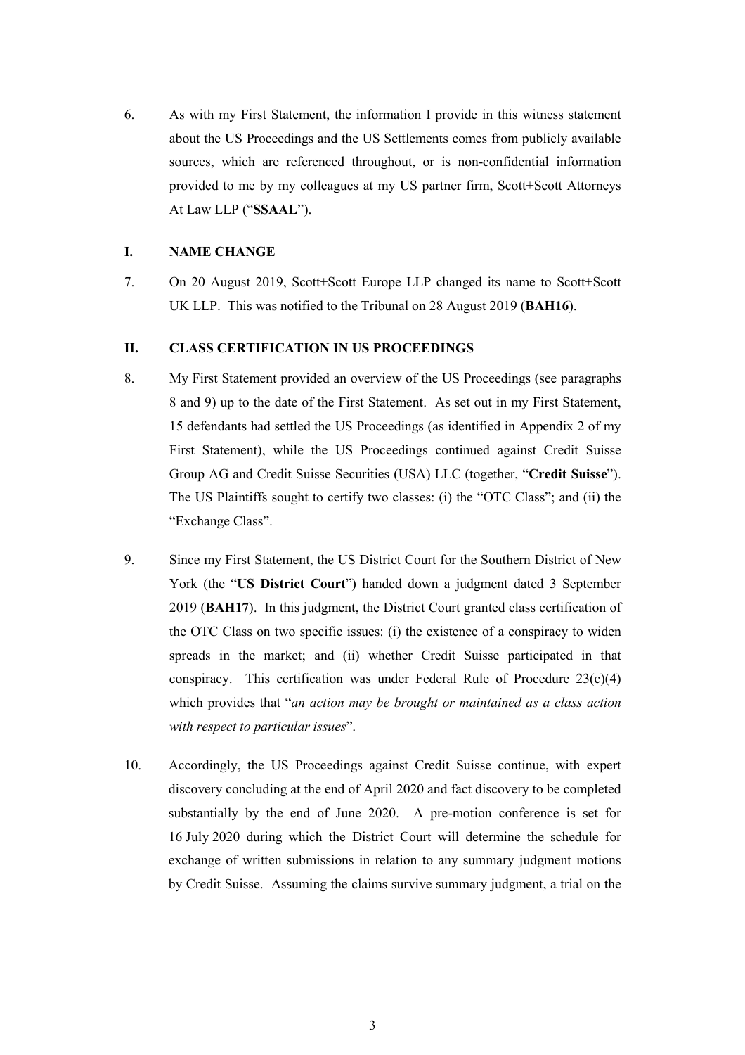6. As with my First Statement, the information I provide in this witness statement about the US Proceedings and the US Settlements comes from publicly available sources, which are referenced throughout, or is non-confidential information provided to me by my colleagues at my US partner firm, Scott+Scott Attorneys At Law LLP ("**SSAAL**").

## I. NAME CHANGE

7. On 20 August 2019, Scott+Scott Europe LLP changed its name to Scott+Scott UK LLP. This was notified to the Tribunal on 28 August 2019 (**BAH16**).

## II. CLASS CERTIFICATION IN US PROCEEDINGS

8. My First Statement provided an overview of the US Proceedings (see paragraphs 8 and 9) up to the date of the First Statement. As set out in my First Statement, 15 defendants had settled the US Proceedings (as identified in Appendix 2 of my First Statement), while the US Proceedings continued against Credit Suisse Group AG and Credit Suisse Securities (USA) LLC (together, "**Credit Suisse**"). The US Plaintiffs sought to certify two classes: (i) the "OTC Class"; and (ii) the "Exchange Class".

9. Since my First Statement, the US District Court for the Southern District of New York (the "**US District Court**") handed down a judgment dated 3 September 2019 (**BAH17**). In this judgment, the District Court granted class certification of the OTC Class on two specific issues: (i) the existence of a conspiracy to widen spreads in the market; and (ii) whether Credit Suisse participated in that conspiracy. This certification was under Federal Rule of Procedure 23(c)(4) which provides that "*an action may be brought or maintained as a class action with respect to particular issues*".

10. Accordingly, the US Proceedings against Credit Suisse continue, with expert discovery concluding at the end of April 2020 and fact discovery to be completed substantially by the end of June 2020. A pre-motion conference is set for 16 July 2020 during which the District Court will determine the schedule for exchange of written submissions in relation to any summary judgment motions by Credit Suisse. Assuming the claims survive summary judgment, a trial on the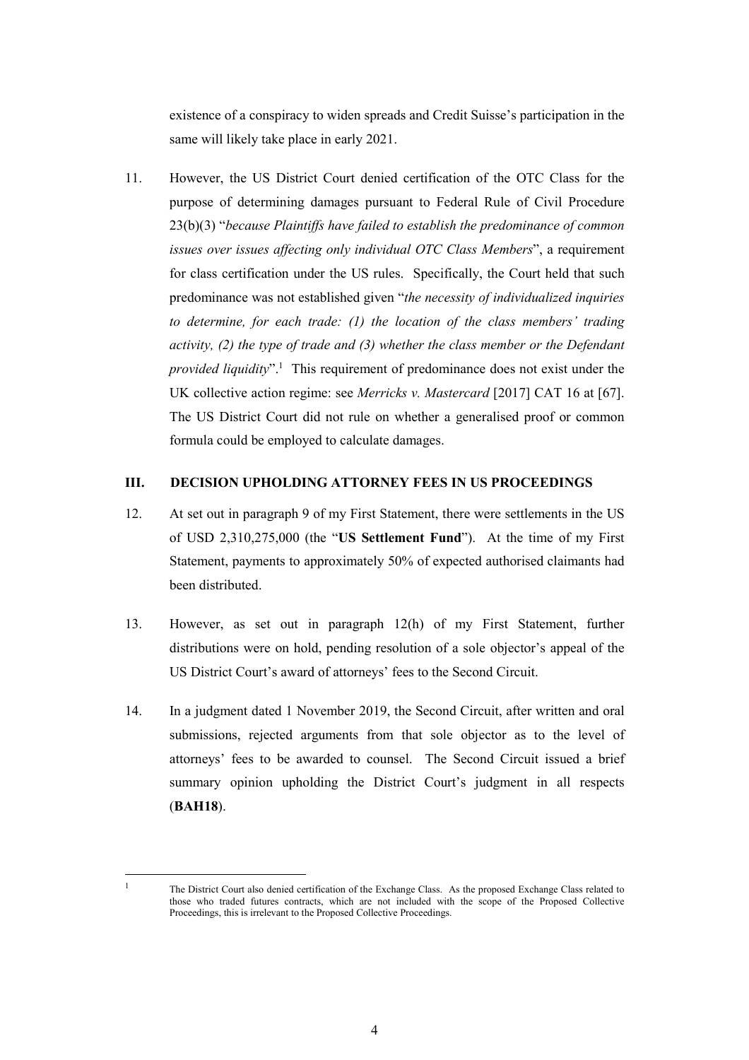existence of a conspiracy to widen spreads and Credit Suisse's participation in the same will likely take place in early 2021.

11. However, the US District Court denied certification of the OTC Class for the purpose of determining damages pursuant to Federal Rule of Civil Procedure 23(b)(3) "*because Plaintiffs have failed to establish the predominance of common issues over issues affecting only individual OTC Class Members*", a requirement for class certification under the US rules. Specifically, the Court held that such predominance was not established given "*the necessity of individualized inquiries to determine, for each trade: (1) the location of the class members' trading activity, (2) the type of trade and (3) whether the class member or the Defendant provided liquidity*".[1] This requirement of predominance does not exist under the UK collective action regime: see *Merricks v. Mastercard* [2017] CAT 16 at [67]. The US District Court did not rule on whether a generalised proof or common formula could be employed to calculate damages.

## III. DECISION UPHOLDING ATTORNEY FEES IN US PROCEEDINGS

12. At set out in paragraph 9 of my First Statement, there were settlements in the US of USD 2,310,275,000 (the "**US Settlement Fund**"). At the time of my First Statement, payments to approximately 50% of expected authorised claimants had been distributed.

13. However, as set out in paragraph 12(h) of my First Statement, further distributions were on hold, pending resolution of a sole objector's appeal of the US District Court's award of attorneys' fees to the Second Circuit.

14. In a judgment dated 1 November 2019, the Second Circuit, after written and oral submissions, rejected arguments from that sole objector as to the level of attorneys' fees to be awarded to counsel. The Second Circuit issued a brief summary opinion upholding the District Court's judgment in all respects (**BAH18**).

---

[1] The District Court also denied certification of the Exchange Class. As the proposed Exchange Class related to those who traded futures contracts, which are not included with the scope of the Proposed Collective Proceedings, this is irrelevant to the Proposed Collective Proceedings.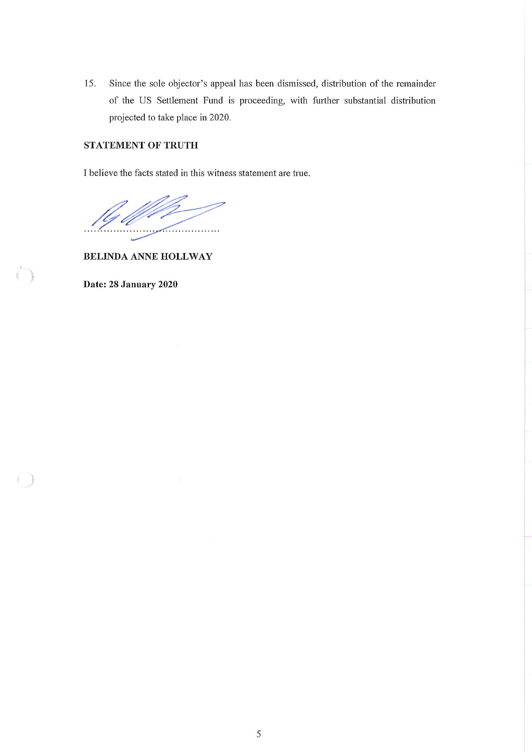15. Since the sole objector's appeal has been dismissed, distribution of the remainder of the US Settlement Fund is proceeding, with further substantial distribution projected to take place in 2020.

**STATEMENT OF TRUTH**

I believe the facts stated in this witness statement are true.

........................................................

**BELINDA ANNE HOLLWAY**

**Date: 28 January 2020**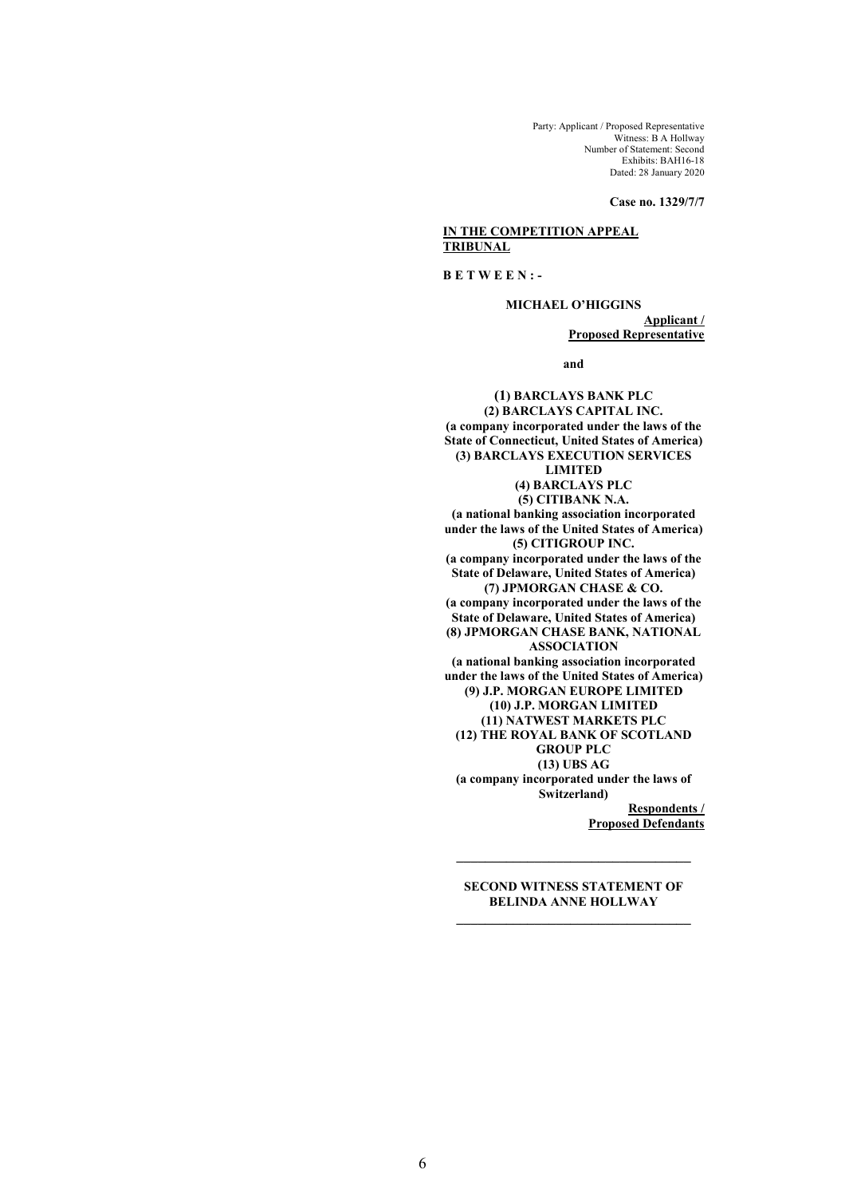Party: Applicant / Proposed Representative
Witness: B A Hollway
Number of Statement: Second
Exhibits: BAH16-18
Dated: 28 January 2020

**Case no. 1329/7/7**

**IN THE COMPETITION APPEAL TRIBUNAL**

**B E T W E E N : -**

**MICHAEL O'HIGGINS**

**Applicant / Proposed Representative**

**and**

**(1) BARCLAYS BANK PLC**
**(2) BARCLAYS CAPITAL INC.**
**(a company incorporated under the laws of the State of Connecticut, United States of America)**
**(3) BARCLAYS EXECUTION SERVICES LIMITED**
**(4) BARCLAYS PLC**
**(5) CITIBANK N.A.**
**(a national banking association incorporated under the laws of the United States of America)**
**(5) CITIGROUP INC.**
**(a company incorporated under the laws of the State of Delaware, United States of America)**
**(7) JPMORGAN CHASE & CO.**
**(a company incorporated under the laws of the State of Delaware, United States of America)**
**(8) JPMORGAN CHASE BANK, NATIONAL ASSOCIATION**
**(a national banking association incorporated under the laws of the United States of America)**
**(9) J.P. MORGAN EUROPE LIMITED**
**(10) J.P. MORGAN LIMITED**
**(11) NATWEST MARKETS PLC**
**(12) THE ROYAL BANK OF SCOTLAND GROUP PLC**
**(13) UBS AG**
**(a company incorporated under the laws of Switzerland)**

**Respondents / Proposed Defendants**

---

**SECOND WITNESS STATEMENT OF BELINDA ANNE HOLLWAY**

---